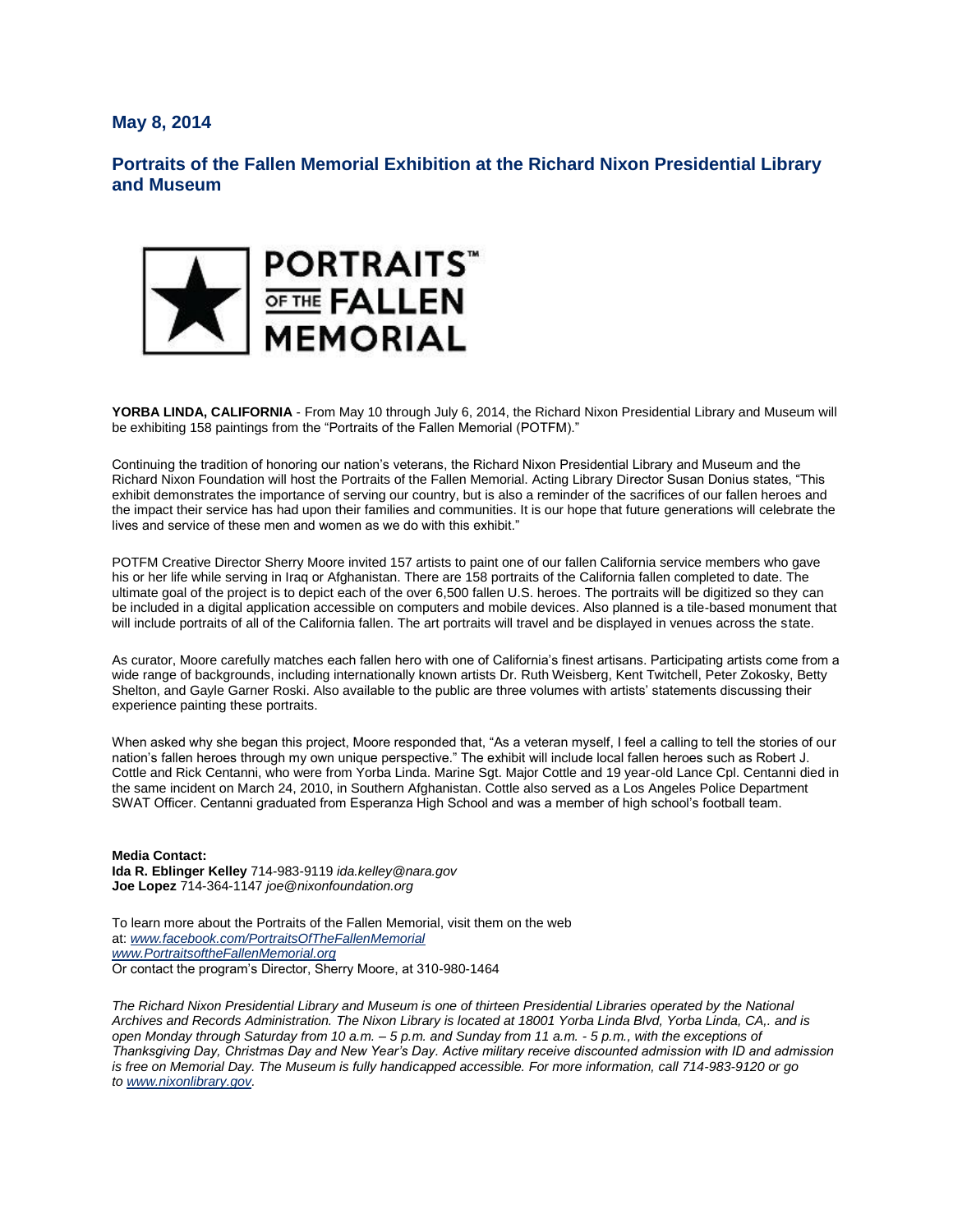**May 8, 2014**

## Portraits of the Fallen Memorial Exhibition at the Richard Nixon Presidential Library and Museum

PORTRAITS™ OF THE FALLEN MEMORIAL

**YORBA LINDA, CALIFORNIA** - From May 10 through July 6, 2014, the Richard Nixon Presidential Library and Museum will be exhibiting 158 paintings from the "Portraits of the Fallen Memorial (POTFM)."

Continuing the tradition of honoring our nation's veterans, the Richard Nixon Presidential Library and Museum and the Richard Nixon Foundation will host the Portraits of the Fallen Memorial. Acting Library Director Susan Donius states, "This exhibit demonstrates the importance of serving our country, but is also a reminder of the sacrifices of our fallen heroes and the impact their service has had upon their families and communities. It is our hope that future generations will celebrate the lives and service of these men and women as we do with this exhibit."

POTFM Creative Director Sherry Moore invited 157 artists to paint one of our fallen California service members who gave his or her life while serving in Iraq or Afghanistan. There are 158 portraits of the California fallen completed to date. The ultimate goal of the project is to depict each of the over 6,500 fallen U.S. heroes. The portraits will be digitized so they can be included in a digital application accessible on computers and mobile devices. Also planned is a tile-based monument that will include portraits of all of the California fallen. The art portraits will travel and be displayed in venues across the state.

As curator, Moore carefully matches each fallen hero with one of California's finest artisans. Participating artists come from a wide range of backgrounds, including internationally known artists Dr. Ruth Weisberg, Kent Twitchell, Peter Zokosky, Betty Shelton, and Gayle Garner Roski. Also available to the public are three volumes with artists' statements discussing their experience painting these portraits.

When asked why she began this project, Moore responded that, "As a veteran myself, I feel a calling to tell the stories of our nation's fallen heroes through my own unique perspective." The exhibit will include local fallen heroes such as Robert J. Cottle and Rick Centanni, who were from Yorba Linda. Marine Sgt. Major Cottle and 19 year-old Lance Cpl. Centanni died in the same incident on March 24, 2010, in Southern Afghanistan. Cottle also served as a Los Angeles Police Department SWAT Officer. Centanni graduated from Esperanza High School and was a member of high school's football team.

**Media Contact:**
**Ida R. Eblinger Kelley** 714-983-9119 *ida.kelley@nara.gov*
**Joe Lopez** 714-364-1147 *joe@nixonfoundation.org*

To learn more about the Portraits of the Fallen Memorial, visit them on the web at: *www.facebook.com/PortraitsOfTheFallenMemorial*
*www.PortraitsoftheFallenMemorial.org*
Or contact the program's Director, Sherry Moore, at 310-980-1464

*The Richard Nixon Presidential Library and Museum is one of thirteen Presidential Libraries operated by the National Archives and Records Administration. The Nixon Library is located at 18001 Yorba Linda Blvd, Yorba Linda, CA,. and is open Monday through Saturday from 10 a.m. – 5 p.m. and Sunday from 11 a.m. - 5 p.m., with the exceptions of Thanksgiving Day, Christmas Day and New Year's Day. Active military receive discounted admission with ID and admission is free on Memorial Day. The Museum is fully handicapped accessible. For more information, call 714-983-9120 or go to www.nixonlibrary.gov.*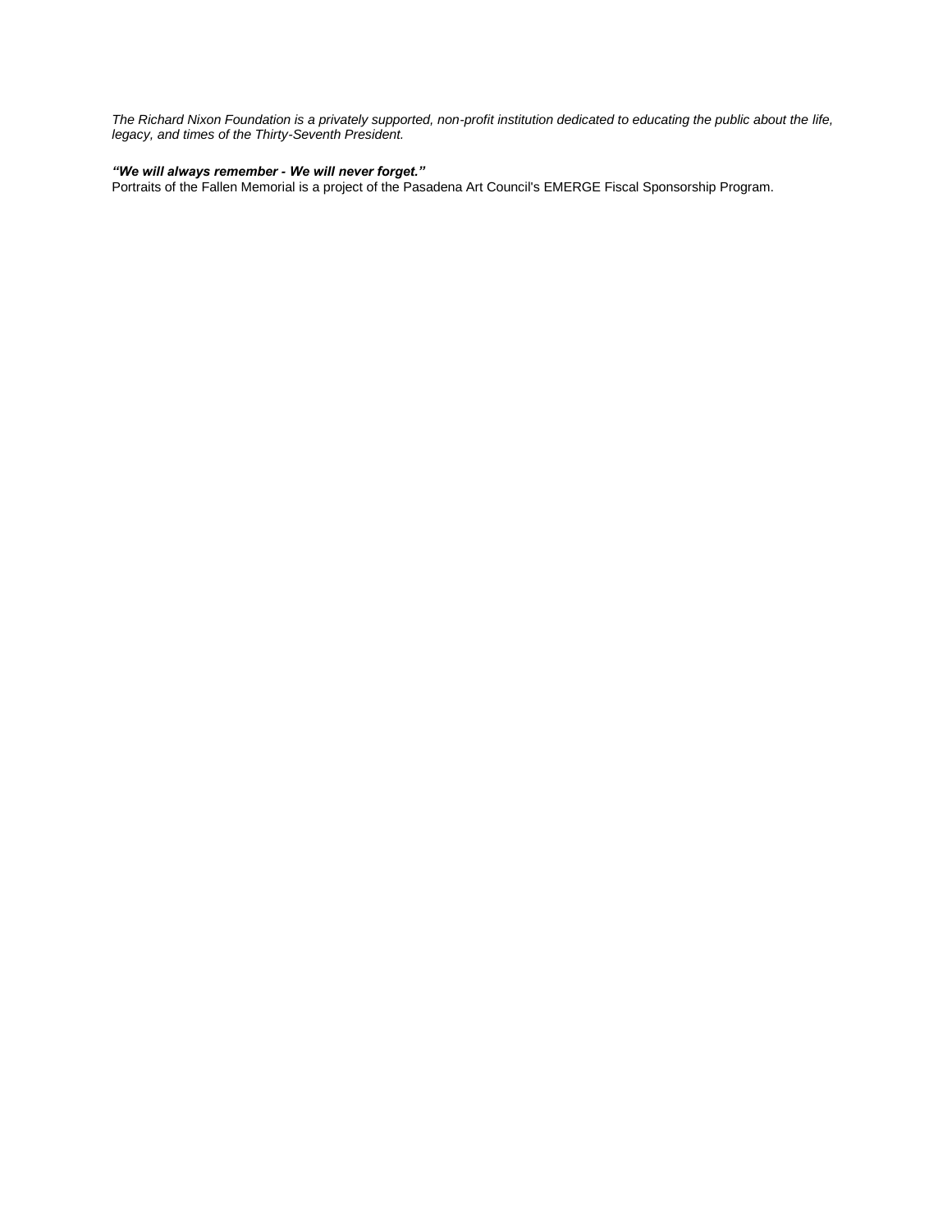*The Richard Nixon Foundation is a privately supported, non-profit institution dedicated to educating the public about the life, legacy, and times of the Thirty-Seventh President.*

***"We will always remember - We will never forget."***
Portraits of the Fallen Memorial is a project of the Pasadena Art Council's EMERGE Fiscal Sponsorship Program.